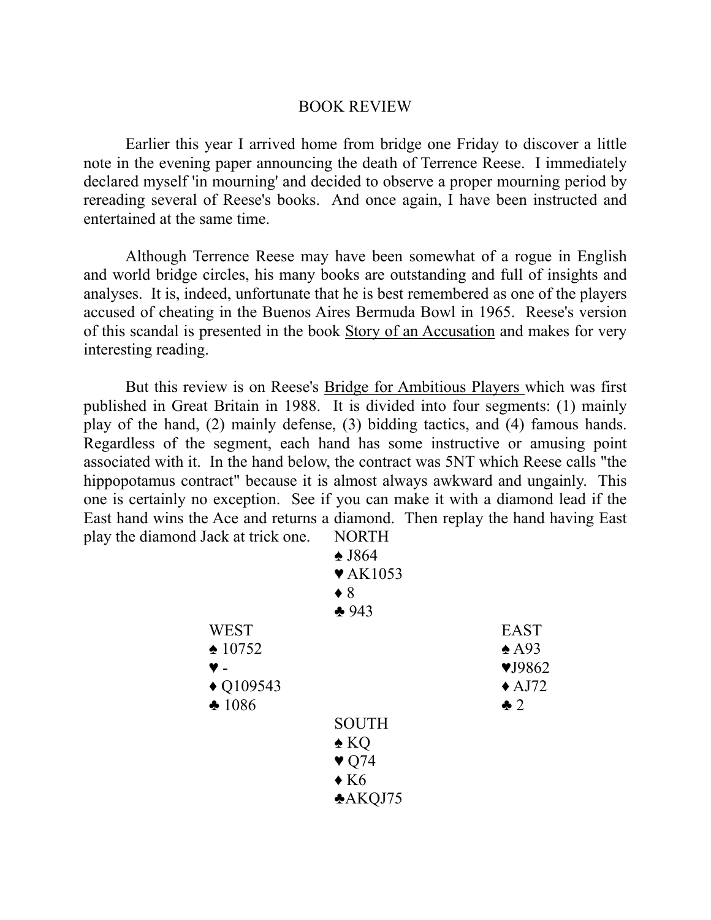# BOOK REVIEW

Earlier this year I arrived home from bridge one Friday to discover a little note in the evening paper announcing the death of Terrence Reese. I immediately declared myself 'in mourning' and decided to observe a proper mourning period by rereading several of Reese's books. And once again, I have been instructed and entertained at the same time.

Although Terrence Reese may have been somewhat of a rogue in English and world bridge circles, his many books are outstanding and full of insights and analyses. It is, indeed, unfortunate that he is best remembered as one of the players accused of cheating in the Buenos Aires Bermuda Bowl in 1965. Reese's version of this scandal is presented in the book <u>Story of an Accusation</u> and makes for very interesting reading.

But this review is on Reese's <u>Bridge for Ambitious Players</u> which was first published in Great Britain in 1988. It is divided into four segments: (1) mainly play of the hand, (2) mainly defense, (3) bidding tactics, and (4) famous hands. Regardless of the segment, each hand has some instructive or amusing point associated with it. In the hand below, the contract was 5NT which Reese calls "the hippopotamus contract" because it is almost always awkward and ungainly. This one is certainly no exception. See if you can make it with a diamond lead if the East hand wins the Ace and returns a diamond. Then replay the hand having East play the diamond Jack at trick one.

```
                    NORTH
                    ♠ J864
                    ♥ AK1053
                    ♦ 8
                    ♣ 943
WEST                                    EAST
♠ 10752                                 ♠ A93
♥ -                                     ♥ J9862
♦ Q109543                               ♦ AJ72
♣ 1086                                  ♣ 2
                    SOUTH
                    ♠ KQ
                    ♥ Q74
                    ♦ K6
                    ♣ AKQJ75
```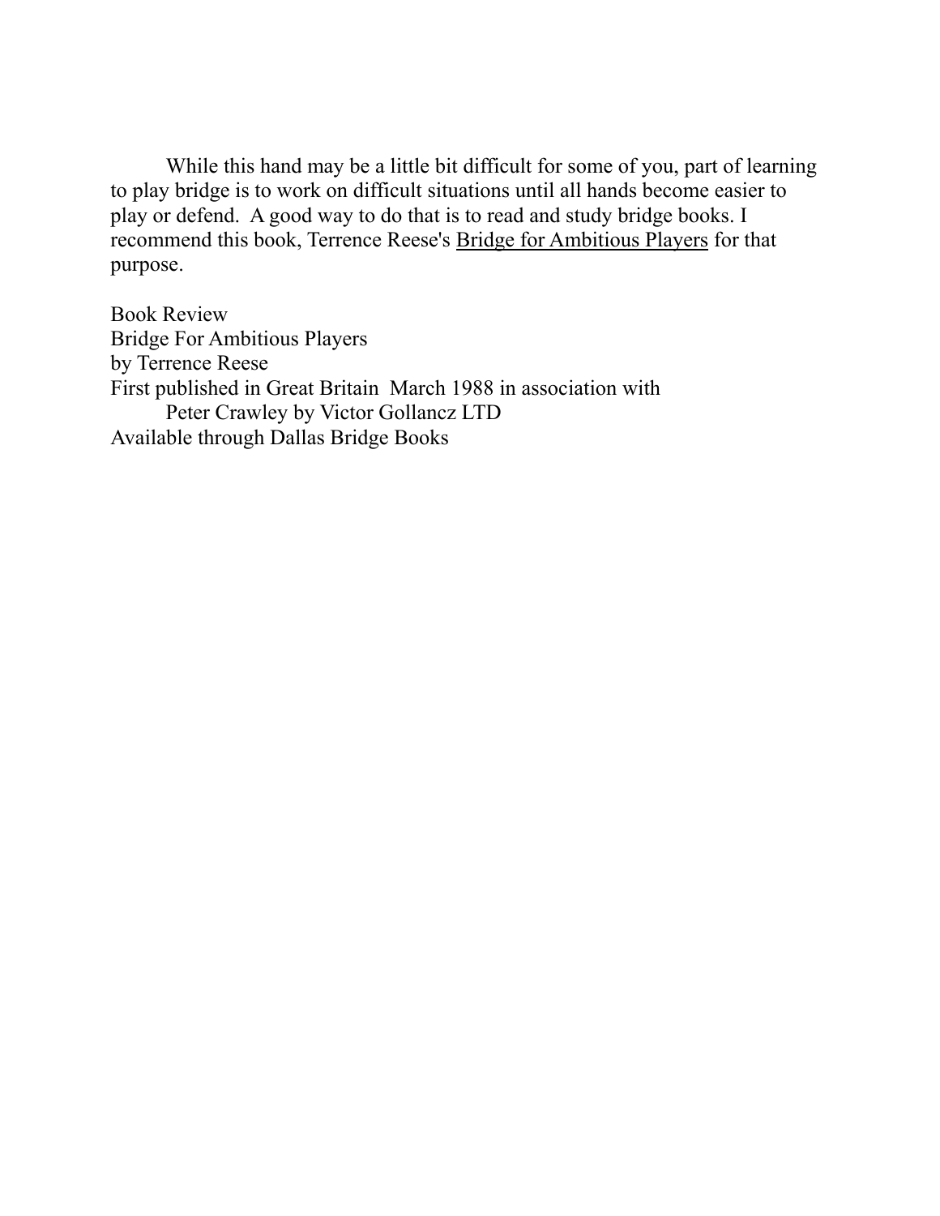While this hand may be a little bit difficult for some of you, part of learning to play bridge is to work on difficult situations until all hands become easier to play or defend. A good way to do that is to read and study bridge books. I recommend this book, Terrence Reese's <u>Bridge for Ambitious Players</u> for that purpose.

Book Review
Bridge For Ambitious Players
by Terrence Reese
First published in Great Britain March 1988 in association with
Peter Crawley by Victor Gollancz LTD
Available through Dallas Bridge Books